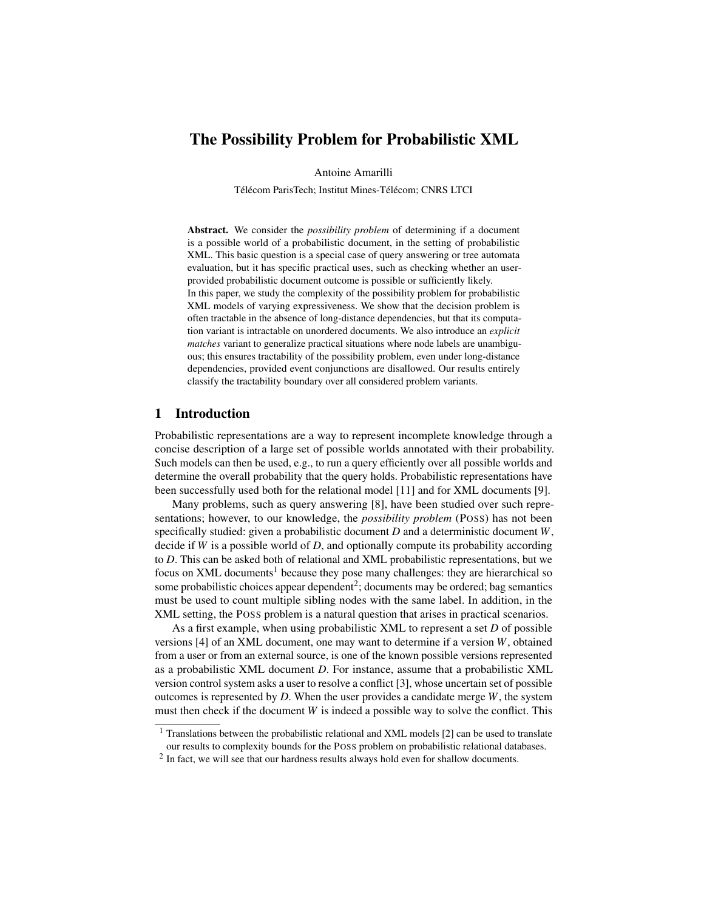# The Possibility Problem for Probabilistic XML

Antoine Amarilli

Télécom ParisTech; Institut Mines-Télécom; CNRS LTCI

**Abstract.** We consider the *possibility problem* of determining if a document is a possible world of a probabilistic document, in the setting of probabilistic XML. This basic question is a special case of query answering or tree automata evaluation, but it has specific practical uses, such as checking whether an user-provided probabilistic document outcome is possible or sufficiently likely.
In this paper, we study the complexity of the possibility problem for probabilistic XML models of varying expressiveness. We show that the decision problem is often tractable in the absence of long-distance dependencies, but that its computation variant is intractable on unordered documents. We also introduce an *explicit matches* variant to generalize practical situations where node labels are unambiguous; this ensures tractability of the possibility problem, even under long-distance dependencies, provided event conjunctions are disallowed. Our results entirely classify the tractability boundary over all considered problem variants.

## 1 Introduction

Probabilistic representations are a way to represent incomplete knowledge through a concise description of a large set of possible worlds annotated with their probability. Such models can then be used, e.g., to run a query efficiently over all possible worlds and determine the overall probability that the query holds. Probabilistic representations have been successfully used both for the relational model [11] and for XML documents [9].

Many problems, such as query answering [8], have been studied over such representations; however, to our knowledge, the *possibility problem* (POSS) has not been specifically studied: given a probabilistic document $D$ and a deterministic document $W$, decide if $W$ is a possible world of $D$, and optionally compute its probability according to $D$. This can be asked both of relational and XML probabilistic representations, but we focus on XML documents[1] because they pose many challenges: they are hierarchical so some probabilistic choices appear dependent[2]; documents may be ordered; bag semantics must be used to count multiple sibling nodes with the same label. In addition, in the XML setting, the POSS problem is a natural question that arises in practical scenarios.

As a first example, when using probabilistic XML to represent a set $D$ of possible versions [4] of an XML document, one may want to determine if a version $W$, obtained from a user or from an external source, is one of the known possible versions represented as a probabilistic XML document $D$. For instance, assume that a probabilistic XML version control system asks a user to resolve a conflict [3], whose uncertain set of possible outcomes is represented by $D$. When the user provides a candidate merge $W$, the system must then check if the document $W$ is indeed a possible way to solve the conflict. This

[1] Translations between the probabilistic relational and XML models [2] can be used to translate our results to complexity bounds for the POSS problem on probabilistic relational databases.

[2] In fact, we will see that our hardness results always hold even for shallow documents.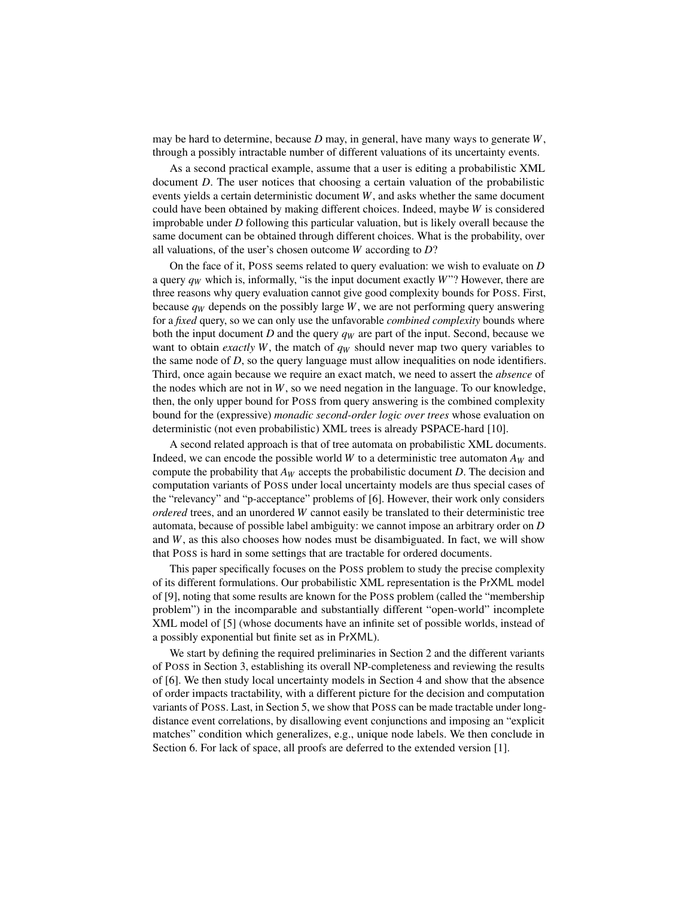may be hard to determine, because $D$ may, in general, have many ways to generate $W$, through a possibly intractable number of different valuations of its uncertainty events.

As a second practical example, assume that a user is editing a probabilistic XML document $D$. The user notices that choosing a certain valuation of the probabilistic events yields a certain deterministic document $W$, and asks whether the same document could have been obtained by making different choices. Indeed, maybe $W$ is considered improbable under $D$ following this particular valuation, but is likely overall because the same document can be obtained through different choices. What is the probability, over all valuations, of the user's chosen outcome $W$ according to $D$?

On the face of it, POSS seems related to query evaluation: we wish to evaluate on $D$ a query $q_W$ which is, informally, "is the input document exactly $W$"? However, there are three reasons why query evaluation cannot give good complexity bounds for POSS. First, because $q_W$ depends on the possibly large $W$, we are not performing query answering for a *fixed* query, so we can only use the unfavorable *combined complexity* bounds where both the input document $D$ and the query $q_W$ are part of the input. Second, because we want to obtain *exactly* $W$, the match of $q_W$ should never map two query variables to the same node of $D$, so the query language must allow inequalities on node identifiers. Third, once again because we require an exact match, we need to assert the *absence* of the nodes which are not in $W$, so we need negation in the language. To our knowledge, then, the only upper bound for POSS from query answering is the combined complexity bound for the (expressive) *monadic second-order logic over trees* whose evaluation on deterministic (not even probabilistic) XML trees is already PSPACE-hard [10].

A second related approach is that of tree automata on probabilistic XML documents. Indeed, we can encode the possible world $W$ to a deterministic tree automaton $A_W$ and compute the probability that $A_W$ accepts the probabilistic document $D$. The decision and computation variants of POSS under local uncertainty models are thus special cases of the "relevancy" and "p-acceptance" problems of [6]. However, their work only considers *ordered* trees, and an unordered $W$ cannot easily be translated to their deterministic tree automata, because of possible label ambiguity: we cannot impose an arbitrary order on $D$ and $W$, as this also chooses how nodes must be disambiguated. In fact, we will show that POSS is hard in some settings that are tractable for ordered documents.

This paper specifically focuses on the POSS problem to study the precise complexity of its different formulations. Our probabilistic XML representation is the PrXML model of [9], noting that some results are known for the POSS problem (called the "membership problem") in the incomparable and substantially different "open-world" incomplete XML model of [5] (whose documents have an infinite set of possible worlds, instead of a possibly exponential but finite set as in PrXML).

We start by defining the required preliminaries in Section 2 and the different variants of POSS in Section 3, establishing its overall NP-completeness and reviewing the results of [6]. We then study local uncertainty models in Section 4 and show that the absence of order impacts tractability, with a different picture for the decision and computation variants of POSS. Last, in Section 5, we show that POSS can be made tractable under long-distance event correlations, by disallowing event conjunctions and imposing an "explicit matches" condition which generalizes, e.g., unique node labels. We then conclude in Section 6. For lack of space, all proofs are deferred to the extended version [1].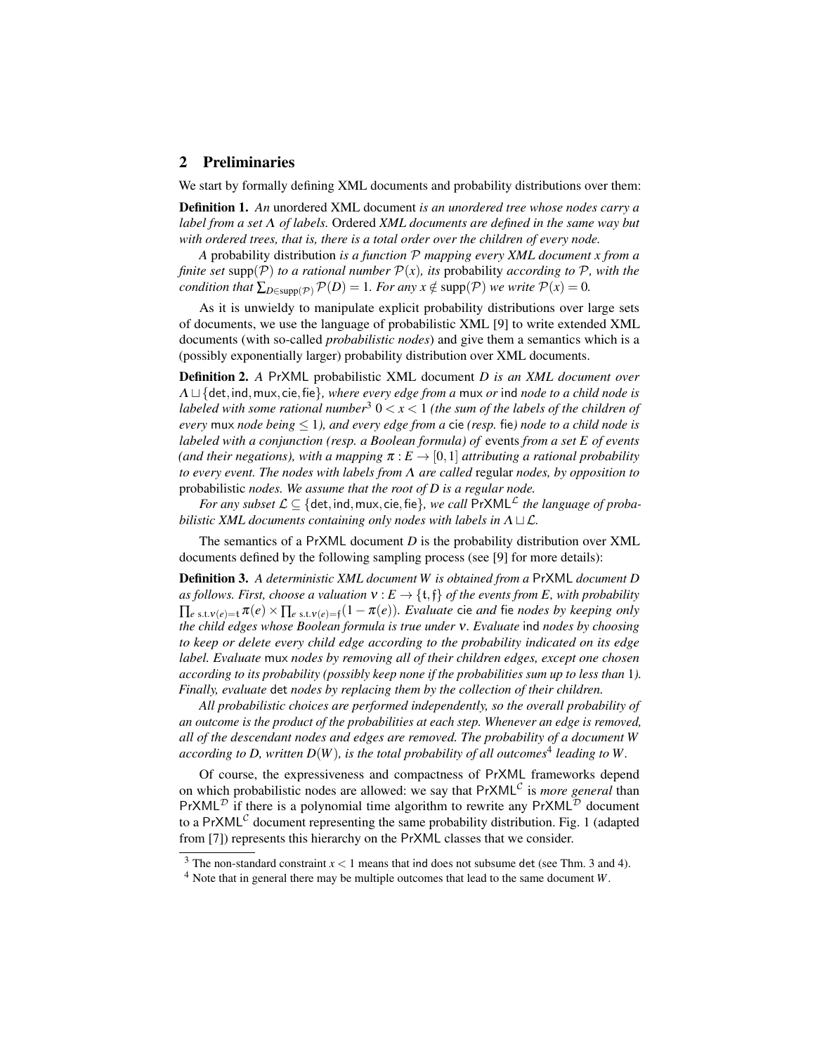## 2 Preliminaries

We start by formally defining XML documents and probability distributions over them:

**Definition 1.** *An* unordered XML document *is an unordered tree whose nodes carry a label from a set $\Lambda$ of labels.* Ordered *XML documents are defined in the same way but with ordered trees, that is, there is a total order over the children of every node.*

*A* probability distribution *is a function $\mathcal{P}$ mapping every XML document $x$ from a finite set $\mathrm{supp}(\mathcal{P})$ to a rational number $\mathcal{P}(x)$, its* probability *according to $\mathcal{P}$, with the condition that $\sum_{D \in \mathrm{supp}(\mathcal{P})} \mathcal{P}(D) = 1$. For any $x \notin \mathrm{supp}(\mathcal{P})$ we write $\mathcal{P}(x) = 0$.*

As it is unwieldy to manipulate explicit probability distributions over large sets of documents, we use the language of probabilistic XML [9] to write extended XML documents (with so-called *probabilistic nodes*) and give them a semantics which is a (possibly exponentially larger) probability distribution over XML documents.

**Definition 2.** *A* PrXML *probabilistic XML document $D$ is an XML document over $\Lambda \sqcup \{\mathsf{det}, \mathsf{ind}, \mathsf{mux}, \mathsf{cie}, \mathsf{fie}\}$, where every edge from a* mux *or* ind *node to a child node is labeled with some rational number*[3] *$0 < x < 1$ (the sum of the labels of the children of every* mux *node being $\leq 1$), and every edge from a* cie *(resp.* fie*) node to a child node is labeled with a conjunction (resp. a Boolean formula) of* events *from a set $E$ of events (and their negations), with a mapping $\pi : E \to [0,1]$ attributing a rational probability to every event. The nodes with labels from $\Lambda$ are called* regular *nodes, by opposition to* probabilistic *nodes. We assume that the root of $D$ is a regular node.*

*For any subset $\mathcal{L} \subseteq \{\mathsf{det}, \mathsf{ind}, \mathsf{mux}, \mathsf{cie}, \mathsf{fie}\}$, we call $\mathsf{PrXML}^{\mathcal{L}}$ the language of probabilistic XML documents containing only nodes with labels in $\Lambda \sqcup \mathcal{L}$.*

The semantics of a PrXML document $D$ is the probability distribution over XML documents defined by the following sampling process (see [9] for more details):

**Definition 3.** *A deterministic XML document $W$ is obtained from a* PrXML *document $D$ as follows. First, choose a valuation $\nu : E \to \{\mathfrak{t}, \mathfrak{f}\}$ of the events from $E$, with probability $\prod_{e \text{ s.t. } \nu(e)=\mathfrak{t}} \pi(e) \times \prod_{e \text{ s.t. } \nu(e)=\mathfrak{f}} (1 - \pi(e))$. Evaluate* cie *and* fie *nodes by keeping only the child edges whose Boolean formula is true under $\nu$. Evaluate* ind *nodes by choosing to keep or delete every child edge according to the probability indicated on its edge label. Evaluate* mux *nodes by removing all of their children edges, except one chosen according to its probability (possibly keep none if the probabilities sum up to less than 1). Finally, evaluate* det *nodes by replacing them by the collection of their children.*

*All probabilistic choices are performed independently, so the overall probability of an outcome is the product of the probabilities at each step. Whenever an edge is removed, all of the descendant nodes and edges are removed. The probability of a document $W$ according to $D$, written $D(W)$, is the total probability of all outcomes*[4] *leading to $W$.*

Of course, the expressiveness and compactness of PrXML frameworks depend on which probabilistic nodes are allowed: we say that $\mathsf{PrXML}^{\mathcal{C}}$ is *more general* than $\mathsf{PrXML}^{\mathcal{D}}$ if there is a polynomial time algorithm to rewrite any $\mathsf{PrXML}^{\mathcal{D}}$ document to a $\mathsf{PrXML}^{\mathcal{C}}$ document representing the same probability distribution. Fig. 1 (adapted from [7]) represents this hierarchy on the PrXML classes that we consider.

---

[3] The non-standard constraint $x < 1$ means that ind does not subsume det (see Thm. 3 and 4).

[4] Note that in general there may be multiple outcomes that lead to the same document $W$.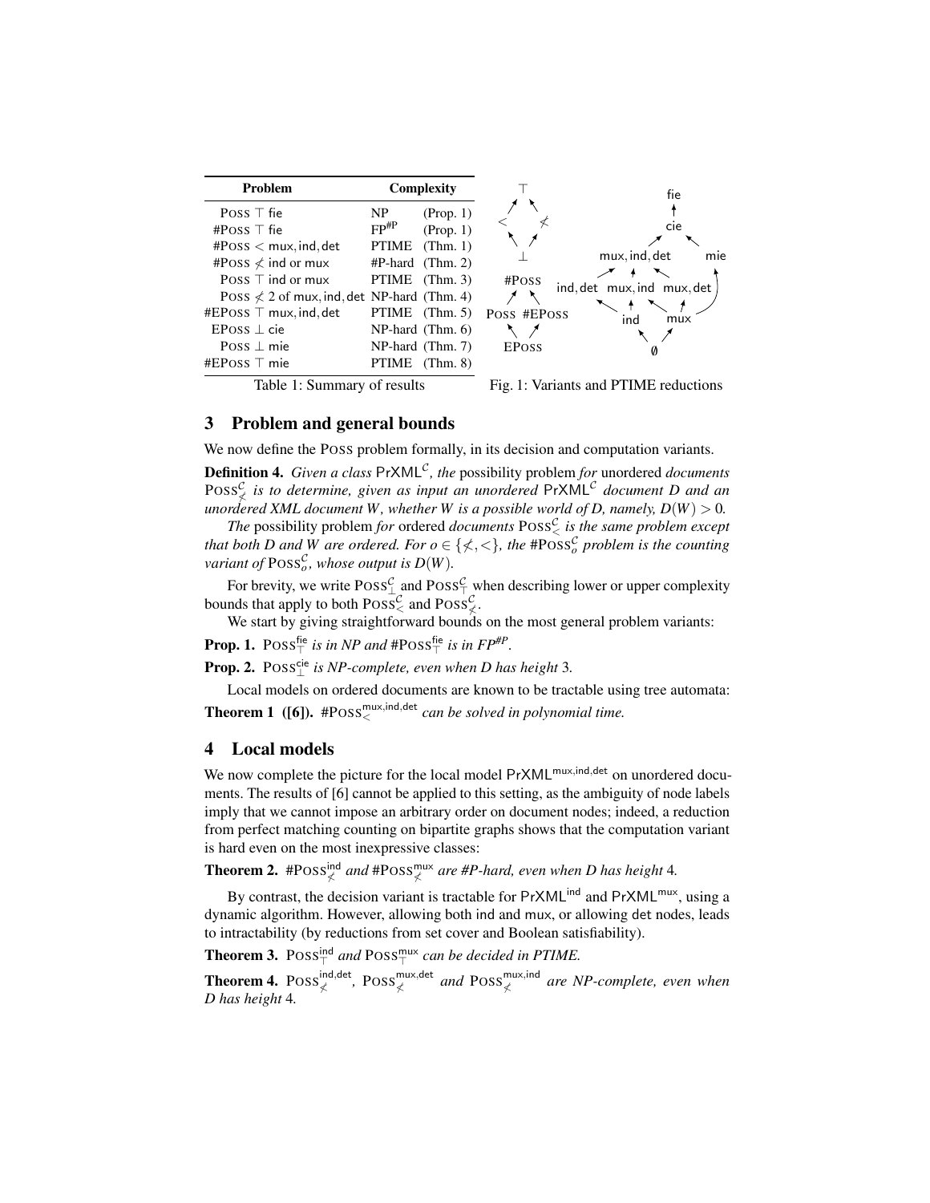| Problem | Complexity | |
|---|---|---|
| Poss $\top$ fie | NP | (Prop. 1) |
| #Poss $\top$ fie | $FP^{\#P}$ | (Prop. 1) |
| #Poss $<$ mux, ind, det | PTIME | (Thm. 1) |
| #Poss $\not<$ ind or mux | #P-hard | (Thm. 2) |
| Poss $\top$ ind or mux | PTIME | (Thm. 3) |
| Poss $\not<$ 2 of mux, ind, det | NP-hard | (Thm. 4) |
| #EPoss $\top$ mux, ind, det | PTIME | (Thm. 5) |
| EPoss $\bot$ cie | NP-hard | (Thm. 6) |
| Poss $\bot$ mie | NP-hard | (Thm. 7) |
| #EPoss $\top$ mie | PTIME | (Thm. 8) |

Table 1: Summary of results

Fig. 1: Variants and PTIME reductions

## 3 Problem and general bounds

We now define the Poss problem formally, in its decision and computation variants.

**Definition 4.** *Given a class* $\mathsf{PrXML}^{\mathcal{C}}$*, the* possibility problem *for* unordered *documents* $\text{Poss}^{\mathcal{C}}_{\not<}$ *is to determine, given as input an unordered* $\mathsf{PrXML}^{\mathcal{C}}$ *document* $D$ *and an unordered XML document* $W$*, whether* $W$ *is a possible world of* $D$*, namely,* $D(W) > 0$*.*

*The* possibility problem *for* ordered *documents* $\text{Poss}^{\mathcal{C}}_{<}$ *is the same problem except that both* $D$ *and* $W$ *are ordered. For* $o \in \{\not<, <\}$*, the* $\#\text{Poss}^{\mathcal{C}}_{o}$ *problem is the counting variant of* $\text{Poss}^{\mathcal{C}}_{o}$*, whose output is* $D(W)$*.*

For brevity, we write $\text{Poss}^{\mathcal{C}}_{\bot}$ and $\text{Poss}^{\mathcal{C}}_{\top}$ when describing lower or upper complexity bounds that apply to both $\text{Poss}^{\mathcal{C}}_{<}$ and $\text{Poss}^{\mathcal{C}}_{\not<}$.

We start by giving straightforward bounds on the most general problem variants:

**Prop. 1.** $\text{Poss}^{\mathsf{fie}}_{\top}$ *is in NP and* $\#\text{Poss}^{\mathsf{fie}}_{\top}$ *is in* $FP^{\#P}$*.*

**Prop. 2.** $\text{Poss}^{\mathsf{cie}}_{\bot}$ *is NP-complete, even when* $D$ *has height* 3*.*

Local models on ordered documents are known to be tractable using tree automata:

**Theorem 1 ([6]).** $\#\text{Poss}^{\mathsf{mux,ind,det}}_{<}$ *can be solved in polynomial time.*

## 4 Local models

We now complete the picture for the local model $\mathsf{PrXML}^{\mathsf{mux,ind,det}}$ on unordered documents. The results of [6] cannot be applied to this setting, as the ambiguity of node labels imply that we cannot impose an arbitrary order on document nodes; indeed, a reduction from perfect matching counting on bipartite graphs shows that the computation variant is hard even on the most inexpressive classes:

**Theorem 2.** $\#\text{Poss}^{\mathsf{ind}}_{\not<}$ *and* $\#\text{Poss}^{\mathsf{mux}}_{\not<}$ *are #P-hard, even when* $D$ *has height* 4*.*

By contrast, the decision variant is tractable for $\mathsf{PrXML}^{\mathsf{ind}}$ and $\mathsf{PrXML}^{\mathsf{mux}}$, using a dynamic algorithm. However, allowing both ind and mux, or allowing det nodes, leads to intractability (by reductions from set cover and Boolean satisfiability).

**Theorem 3.** $\text{Poss}^{\mathsf{ind}}_{\top}$ *and* $\text{Poss}^{\mathsf{mux}}_{\top}$ *can be decided in PTIME.*

**Theorem 4.** $\text{Poss}^{\mathsf{ind,det}}_{\not<}$*,* $\text{Poss}^{\mathsf{mux,det}}_{\not<}$ *and* $\text{Poss}^{\mathsf{mux,ind}}_{\not<}$ *are NP-complete, even when* $D$ *has height* 4*.*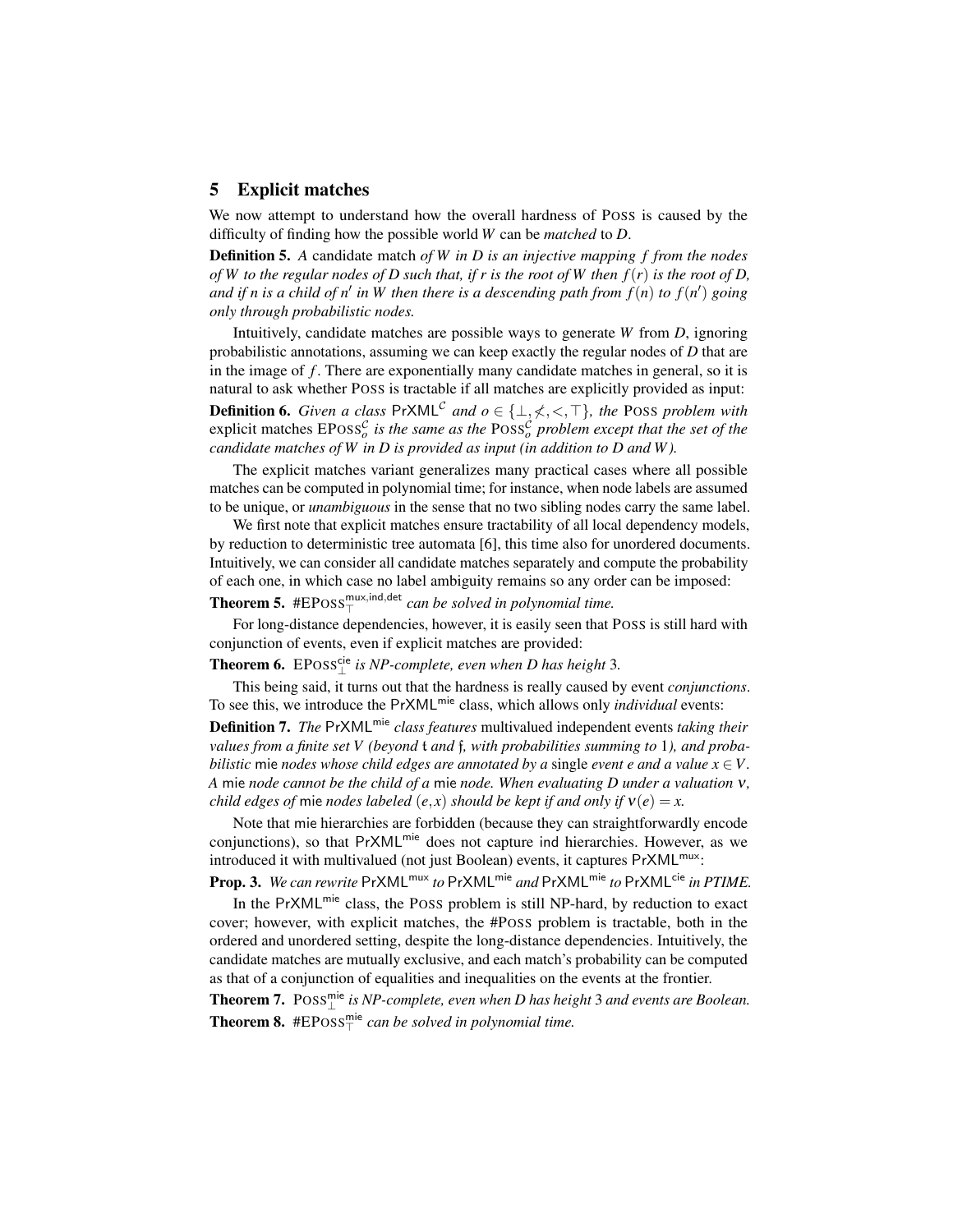## 5 Explicit matches

We now attempt to understand how the overall hardness of Poss is caused by the difficulty of finding how the possible world $W$ can be *matched* to $D$.

**Definition 5.** *A* candidate match *of $W$ in $D$ is an injective mapping $f$ from the nodes of $W$ to the regular nodes of $D$ such that, if $r$ is the root of $W$ then $f(r)$ is the root of $D$, and if $n$ is a child of $n'$ in $W$ then there is a descending path from $f(n)$ to $f(n')$ going only through probabilistic nodes.*

Intuitively, candidate matches are possible ways to generate $W$ from $D$, ignoring probabilistic annotations, assuming we can keep exactly the regular nodes of $D$ that are in the image of $f$. There are exponentially many candidate matches in general, so it is natural to ask whether Poss is tractable if all matches are explicitly provided as input:

**Definition 6.** *Given a class $\mathsf{PrXML}^{\mathcal{C}}$ and $o \in \{\perp, \not<, <, \top\}$, the* Poss *problem with* explicit matches $\text{EPoss}_o^{\mathcal{C}}$ *is the same as the* $\text{Poss}_o^{\mathcal{C}}$ *problem except that the set of the candidate matches of $W$ in $D$ is provided as input (in addition to $D$ and $W$).*

The explicit matches variant generalizes many practical cases where all possible matches can be computed in polynomial time; for instance, when node labels are assumed to be unique, or *unambiguous* in the sense that no two sibling nodes carry the same label.

We first note that explicit matches ensure tractability of all local dependency models, by reduction to deterministic tree automata [6], this time also for unordered documents. Intuitively, we can consider all candidate matches separately and compute the probability of each one, in which case no label ambiguity remains so any order can be imposed:

**Theorem 5.** $\#\text{EPoss}_{\top}^{\mathsf{mux,ind,det}}$ *can be solved in polynomial time.*

For long-distance dependencies, however, it is easily seen that Poss is still hard with conjunction of events, even if explicit matches are provided:

**Theorem 6.** $\text{EPoss}_{\perp}^{\mathsf{cie}}$ *is NP-complete, even when $D$ has height 3.*

This being said, it turns out that the hardness is really caused by event *conjunctions*. To see this, we introduce the $\mathsf{PrXML}^{\mathsf{mie}}$ class, which allows only *individual* events:

**Definition 7.** *The* $\mathsf{PrXML}^{\mathsf{mie}}$ *class features* multivalued independent events *taking their values from a finite set $V$ (beyond $\mathfrak{t}$ and $\mathfrak{f}$, with probabilities summing to 1), and probabilistic* mie *nodes whose child edges are annotated by a* single *event $e$ and a value $x \in V$. A* mie *node cannot be the child of a* mie *node. When evaluating $D$ under a valuation $\nu$, child edges of* mie *nodes labeled $(e, x)$ should be kept if and only if $\nu(e) = x$.*

Note that mie hierarchies are forbidden (because they can straightforwardly encode conjunctions), so that $\mathsf{PrXML}^{\mathsf{mie}}$ does not capture ind hierarchies. However, as we introduced it with multivalued (not just Boolean) events, it captures $\mathsf{PrXML}^{\mathsf{mux}}$:

**Prop. 3.** *We can rewrite $\mathsf{PrXML}^{\mathsf{mux}}$ to $\mathsf{PrXML}^{\mathsf{mie}}$ and $\mathsf{PrXML}^{\mathsf{mie}}$ to $\mathsf{PrXML}^{\mathsf{cie}}$ in PTIME.*

In the $\mathsf{PrXML}^{\mathsf{mie}}$ class, the Poss problem is still NP-hard, by reduction to exact cover; however, with explicit matches, the #Poss problem is tractable, both in the ordered and unordered setting, despite the long-distance dependencies. Intuitively, the candidate matches are mutually exclusive, and each match's probability can be computed as that of a conjunction of equalities and inequalities on the events at the frontier.

**Theorem 7.** $\text{Poss}_{\perp}^{\mathsf{mie}}$ *is NP-complete, even when $D$ has height 3 and events are Boolean.*

**Theorem 8.** $\#\text{EPoss}_{\top}^{\mathsf{mie}}$ *can be solved in polynomial time.*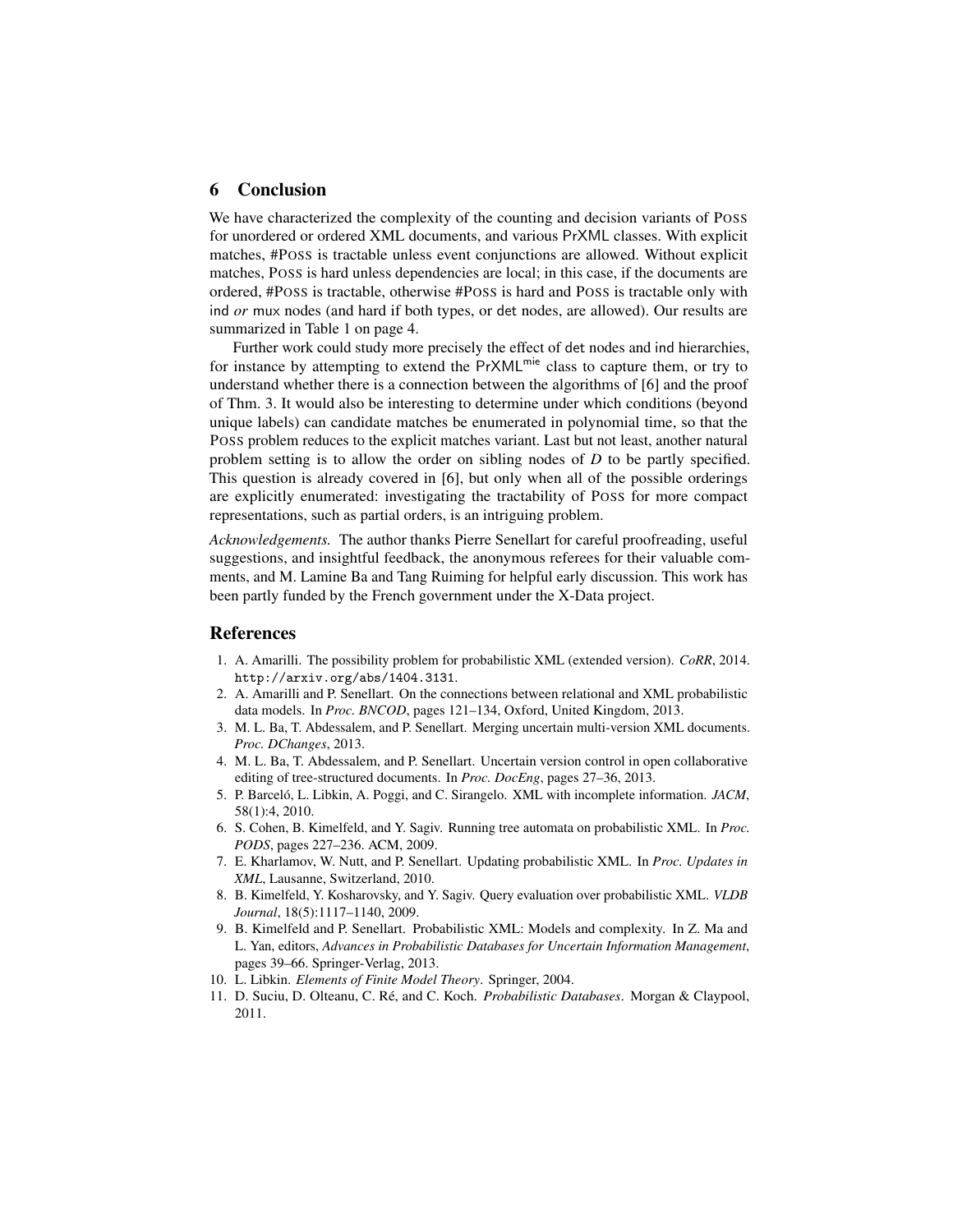## 6 Conclusion

We have characterized the complexity of the counting and decision variants of POSS for unordered or ordered XML documents, and various PrXML classes. With explicit matches, #POSS is tractable unless event conjunctions are allowed. Without explicit matches, POSS is hard unless dependencies are local; in this case, if the documents are ordered, #POSS is tractable, otherwise #POSS is hard and POSS is tractable only with ind *or* mux nodes (and hard if both types, or det nodes, are allowed). Our results are summarized in Table 1 on page 4.

Further work could study more precisely the effect of det nodes and ind hierarchies, for instance by attempting to extend the $\mathsf{PrXML}^{\mathsf{mie}}$ class to capture them, or try to understand whether there is a connection between the algorithms of [6] and the proof of Thm. 3. It would also be interesting to determine under which conditions (beyond unique labels) can candidate matches be enumerated in polynomial time, so that the POSS problem reduces to the explicit matches variant. Last but not least, another natural problem setting is to allow the order on sibling nodes of $D$ to be partly specified. This question is already covered in [6], but only when all of the possible orderings are explicitly enumerated: investigating the tractability of POSS for more compact representations, such as partial orders, is an intriguing problem.

*Acknowledgements.* The author thanks Pierre Senellart for careful proofreading, useful suggestions, and insightful feedback, the anonymous referees for their valuable comments, and M. Lamine Ba and Tang Ruiming for helpful early discussion. This work has been partly funded by the French government under the X-Data project.

## References

1. A. Amarilli. The possibility problem for probabilistic XML (extended version). *CoRR*, 2014. `http://arxiv.org/abs/1404.3131`.
2. A. Amarilli and P. Senellart. On the connections between relational and XML probabilistic data models. In *Proc. BNCOD*, pages 121–134, Oxford, United Kingdom, 2013.
3. M. L. Ba, T. Abdessalem, and P. Senellart. Merging uncertain multi-version XML documents. *Proc. DChanges*, 2013.
4. M. L. Ba, T. Abdessalem, and P. Senellart. Uncertain version control in open collaborative editing of tree-structured documents. In *Proc. DocEng*, pages 27–36, 2013.
5. P. Barceló, L. Libkin, A. Poggi, and C. Sirangelo. XML with incomplete information. *JACM*, 58(1):4, 2010.
6. S. Cohen, B. Kimelfeld, and Y. Sagiv. Running tree automata on probabilistic XML. In *Proc. PODS*, pages 227–236. ACM, 2009.
7. E. Kharlamov, W. Nutt, and P. Senellart. Updating probabilistic XML. In *Proc. Updates in XML*, Lausanne, Switzerland, 2010.
8. B. Kimelfeld, Y. Kosharovsky, and Y. Sagiv. Query evaluation over probabilistic XML. *VLDB Journal*, 18(5):1117–1140, 2009.
9. B. Kimelfeld and P. Senellart. Probabilistic XML: Models and complexity. In Z. Ma and L. Yan, editors, *Advances in Probabilistic Databases for Uncertain Information Management*, pages 39–66. Springer-Verlag, 2013.
10. L. Libkin. *Elements of Finite Model Theory*. Springer, 2004.
11. D. Suciu, D. Olteanu, C. Ré, and C. Koch. *Probabilistic Databases*. Morgan & Claypool, 2011.